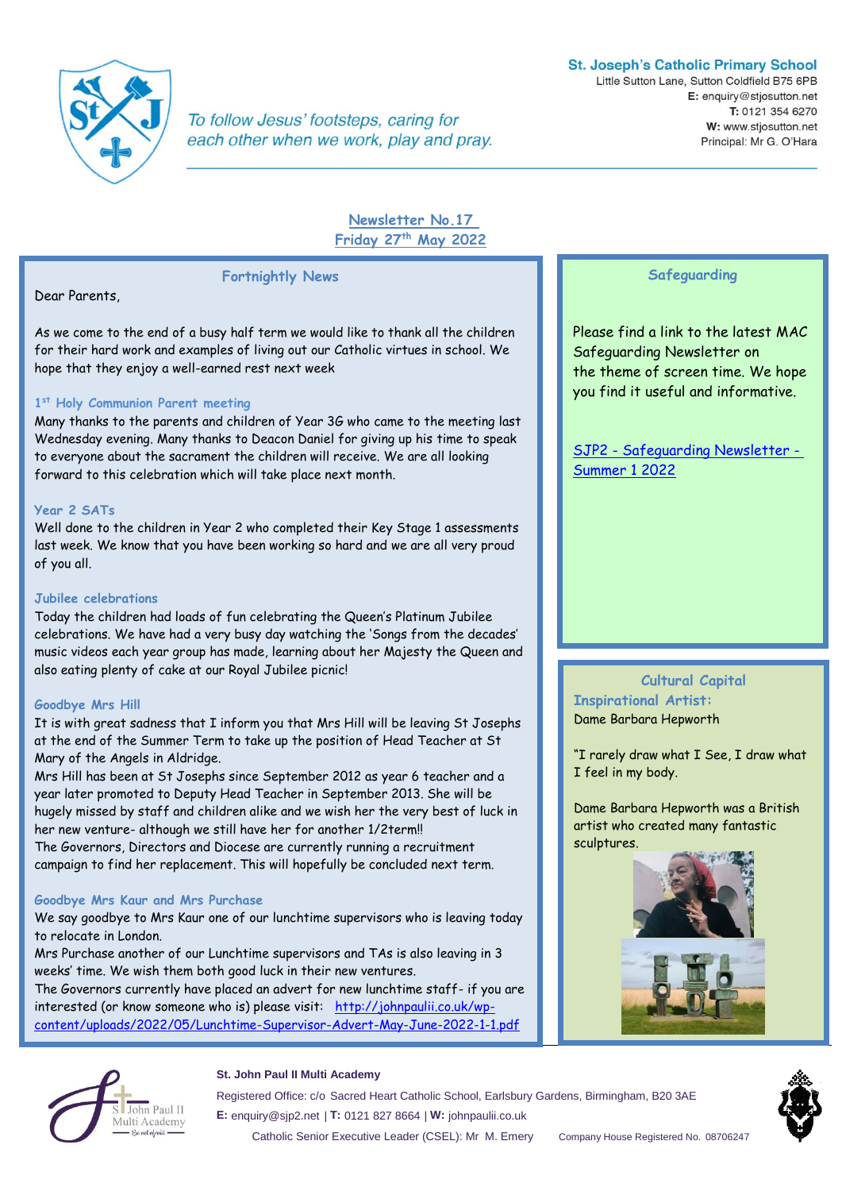**St. Joseph's Catholic Primary School**
Little Sutton Lane, Sutton Coldfield B75 6PB
**E:** enquiry@stjosutton.net
**T:** 0121 354 6270
**W:** www.stjosutton.net
Principal: Mr G. O'Hara

*To follow Jesus' footsteps, caring for each other when we work, play and pray.*

# Newsletter No.17
## Friday 27th May 2022

### Fortnightly News

Dear Parents,

As we come to the end of a busy half term we would like to thank all the children for their hard work and examples of living out our Catholic virtues in school. We hope that they enjoy a well-earned rest next week

#### 1st Holy Communion Parent meeting

Many thanks to the parents and children of Year 3G who came to the meeting last Wednesday evening. Many thanks to Deacon Daniel for giving up his time to speak to everyone about the sacrament the children will receive. We are all looking forward to this celebration which will take place next month.

#### Year 2 SATs

Well done to the children in Year 2 who completed their Key Stage 1 assessments last week. We know that you have been working so hard and we are all very proud of you all.

#### Jubilee celebrations

Today the children had loads of fun celebrating the Queen's Platinum Jubilee celebrations. We have had a very busy day watching the 'Songs from the decades' music videos each year group has made, learning about her Majesty the Queen and also eating plenty of cake at our Royal Jubilee picnic!

#### Goodbye Mrs Hill

It is with great sadness that I inform you that Mrs Hill will be leaving St Josephs at the end of the Summer Term to take up the position of Head Teacher at St Mary of the Angels in Aldridge.
Mrs Hill has been at St Josephs since September 2012 as year 6 teacher and a year later promoted to Deputy Head Teacher in September 2013. She will be hugely missed by staff and children alike and we wish her the very best of luck in her new venture- although we still have her for another 1/2term!!
The Governors, Directors and Diocese are currently running a recruitment campaign to find her replacement. This will hopefully be concluded next term.

#### Goodbye Mrs Kaur and Mrs Purchase

We say goodbye to Mrs Kaur one of our lunchtime supervisors who is leaving today to relocate in London.
Mrs Purchase another of our Lunchtime supervisors and TAs is also leaving in 3 weeks' time. We wish them both good luck in their new ventures.
The Governors currently have placed an advert for new lunchtime staff- if you are interested (or know someone who is) please visit: http://johnpaulii.co.uk/wp-content/uploads/2022/05/Lunchtime-Supervisor-Advert-May-June-2022-1-1.pdf

### Safeguarding

Please find a link to the latest MAC Safeguarding Newsletter on the theme of screen time. We hope you find it useful and informative.

SJP2 - Safeguarding Newsletter - Summer 1 2022

### Cultural Capital

**Inspirational Artist:**
Dame Barbara Hepworth

"I rarely draw what I See, I draw what I feel in my body.

Dame Barbara Hepworth was a British artist who created many fantastic sculptures.

**St. John Paul II Multi Academy**
Registered Office: c/o Sacred Heart Catholic School, Earlsbury Gardens, Birmingham, B20 3AE
**E:** enquiry@sjp2.net | **T:** 0121 827 8664 | **W:** johnpaulii.co.uk
Catholic Senior Executive Leader (CSEL): Mr M. Emery
Company House Registered No. 08706247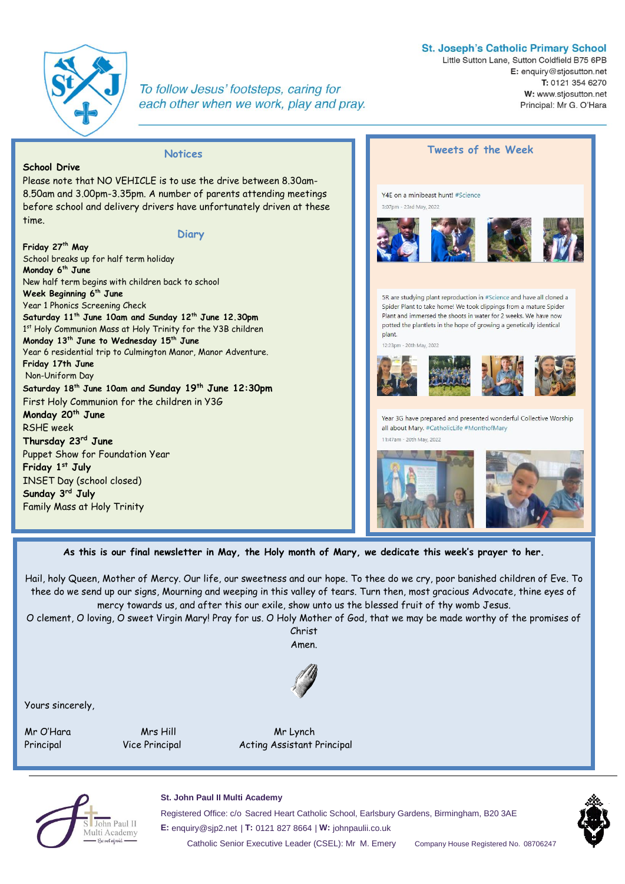**St. Joseph's Catholic Primary School**
Little Sutton Lane, Sutton Coldfield B75 6PB
**E:** enquiry@stjosutton.net
**T:** 0121 354 6270
**W:** www.stjosutton.net
Principal: Mr G. O'Hara

*To follow Jesus' footsteps, caring for each other when we work, play and pray.*

## Notices

**School Drive**

Please note that NO VEHICLE is to use the drive between 8.30am-8.50am and 3.00pm-3.35pm. A number of parents attending meetings before school and delivery drivers have unfortunately driven at these time.

## Diary

**Friday 27th May**
School breaks up for half term holiday

**Monday 6th June**
New half term begins with children back to school

**Week Beginning 6th June**
Year 1 Phonics Screening Check

**Saturday 11th June 10am and Sunday 12th June 12.30pm**
1st Holy Communion Mass at Holy Trinity for the Y3B children

**Monday 13th June to Wednesday 15th June**
Year 6 residential trip to Culmington Manor, Manor Adventure.

**Friday 17th June**
Non-Uniform Day

**Saturday 18th June 10am and Sunday 19th June 12:30pm**
First Holy Communion for the children in Y3G

**Monday 20th June**
RSHE week

**Thursday 23rd June**
Puppet Show for Foundation Year

**Friday 1st July**
INSET Day (school closed)

**Sunday 3rd July**
Family Mass at Holy Trinity

## Tweets of the Week

Y4E on a minibeast hunt! #Science
3:07pm - 23rd May, 2022

5R are studying plant reproduction in #Science and have all cloned a Spider Plant to take home! We took clippings from a mature Spider Plant and immersed the shoots in water for 2 weeks. We have now potted the plantlets in the hope of growing a genetically identical plant.
12:23pm - 20th May, 2022

Year 3G have prepared and presented wonderful Collective Worship all about Mary. #CatholicLife #MonthofMary
11:47am - 20th May, 2022

**As this is our final newsletter in May, the Holy month of Mary, we dedicate this week's prayer to her.**

Hail, holy Queen, Mother of Mercy. Our life, our sweetness and our hope. To thee do we cry, poor banished children of Eve. To thee do we send up our signs, Mourning and weeping in this valley of tears. Turn then, most gracious Advocate, thine eyes of mercy towards us, and after this our exile, show unto us the blessed fruit of thy womb Jesus.
O clement, O loving, O sweet Virgin Mary! Pray for us. O Holy Mother of God, that we may be made worthy of the promises of Christ
Amen.

Yours sincerely,

Mr O'Hara
Principal

Mrs Hill
Vice Principal

Mr Lynch
Acting Assistant Principal

**St. John Paul II Multi Academy**
Registered Office: c/o Sacred Heart Catholic School, Earlsbury Gardens, Birmingham, B20 3AE
**E:** enquiry@sjp2.net | **T:** 0121 827 8664 | **W:** johnpaulii.co.uk
Catholic Senior Executive Leader (CSEL): Mr M. Emery    Company House Registered No. 08706247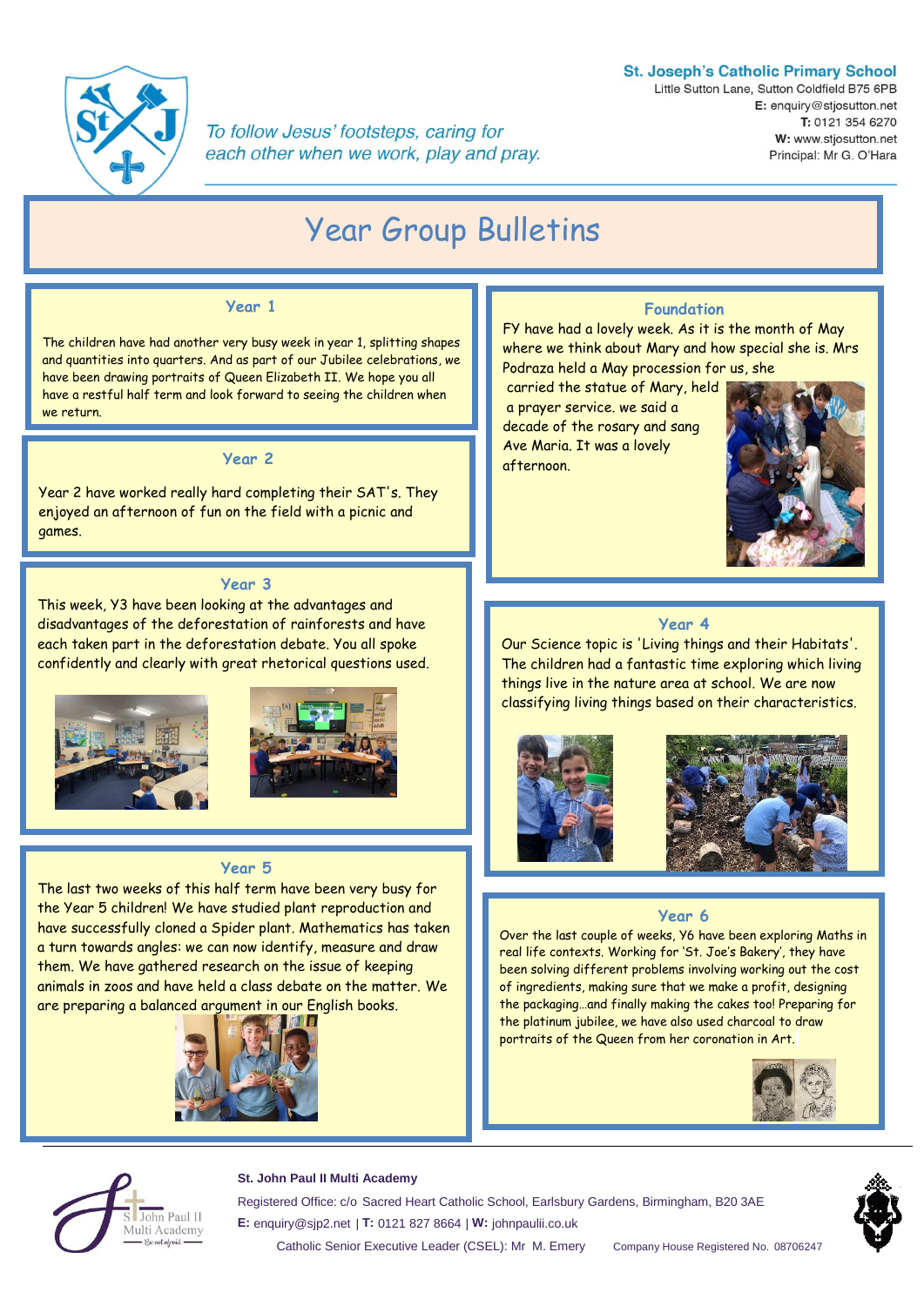**St. Joseph's Catholic Primary School**
Little Sutton Lane, Sutton Coldfield B75 6PB
**E:** enquiry@stjosutton.net
**T:** 0121 354 6270
**W:** www.stjosutton.net
Principal: Mr G. O'Hara

*To follow Jesus' footsteps, caring for each other when we work, play and pray.*

# Year Group Bulletins

## Year 1

The children have had another very busy week in year 1, splitting shapes and quantities into quarters. And as part of our Jubilee celebrations, we have been drawing portraits of Queen Elizabeth II. We hope you all have a restful half term and look forward to seeing the children when we return.

## Year 2

Year 2 have worked really hard completing their SAT's. They enjoyed an afternoon of fun on the field with a picnic and games.

## Year 3

This week, Y3 have been looking at the advantages and disadvantages of the deforestation of rainforests and have each taken part in the deforestation debate. You all spoke confidently and clearly with great rhetorical questions used.

## Year 5

The last two weeks of this half term have been very busy for the Year 5 children! We have studied plant reproduction and have successfully cloned a Spider plant. Mathematics has taken a turn towards angles: we can now identify, measure and draw them. We have gathered research on the issue of keeping animals in zoos and have held a class debate on the matter. We are preparing a balanced argument in our English books.

## Foundation

FY have had a lovely week. As it is the month of May where we think about Mary and how special she is. Mrs Podraza held a May procession for us, she carried the statue of Mary, held a prayer service. we said a decade of the rosary and sang Ave Maria. It was a lovely afternoon.

## Year 4

Our Science topic is 'Living things and their Habitats'. The children had a fantastic time exploring which living things live in the nature area at school. We are now classifying living things based on their characteristics.

## Year 6

Over the last couple of weeks, Y6 have been exploring Maths in real life contexts. Working for 'St. Joe's Bakery', they have been solving different problems involving working out the cost of ingredients, making sure that we make a profit, designing the packaging…and finally making the cakes too! Preparing for the platinum jubilee, we have also used charcoal to draw portraits of the Queen from her coronation in Art.

---

**St. John Paul II Multi Academy**
Registered Office: c/o Sacred Heart Catholic School, Earlsbury Gardens, Birmingham, B20 3AE
**E:** enquiry@sjp2.net | **T:** 0121 827 8664 | **W:** johnpaulii.co.uk
Catholic Senior Executive Leader (CSEL): Mr M. Emery    Company House Registered No. 08706247